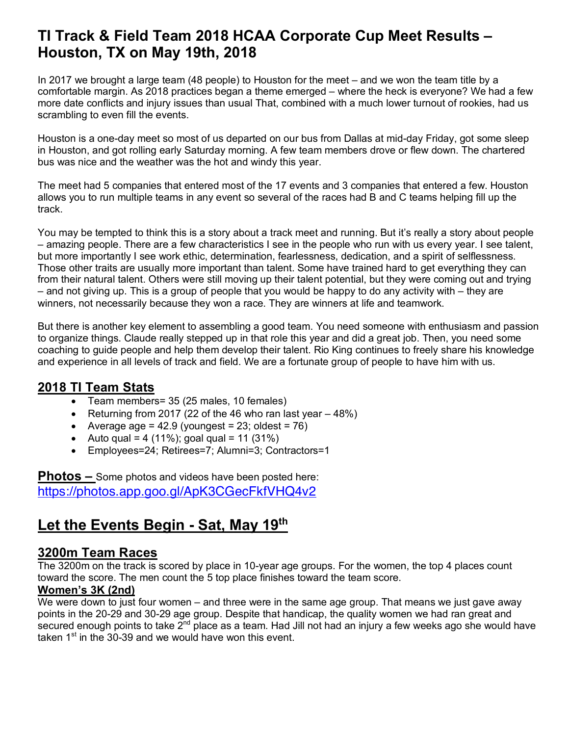# TI Track & Field Team 2018 HCAA Corporate Cup Meet Results – Houston, TX on May 19th, 2018

In 2017 we brought a large team (48 people) to Houston for the meet – and we won the team title by a comfortable margin. As 2018 practices began a theme emerged – where the heck is everyone? We had a few more date conflicts and injury issues than usual That, combined with a much lower turnout of rookies, had us scrambling to even fill the events.

Houston is a one-day meet so most of us departed on our bus from Dallas at mid-day Friday, got some sleep in Houston, and got rolling early Saturday morning. A few team members drove or flew down. The chartered bus was nice and the weather was the hot and windy this year.

The meet had 5 companies that entered most of the 17 events and 3 companies that entered a few. Houston allows you to run multiple teams in any event so several of the races had B and C teams helping fill up the track.

You may be tempted to think this is a story about a track meet and running. But it's really a story about people – amazing people. There are a few characteristics I see in the people who run with us every year. I see talent, but more importantly I see work ethic, determination, fearlessness, dedication, and a spirit of selflessness. Those other traits are usually more important than talent. Some have trained hard to get everything they can from their natural talent. Others were still moving up their talent potential, but they were coming out and trying – and not giving up. This is a group of people that you would be happy to do any activity with – they are winners, not necessarily because they won a race. They are winners at life and teamwork.

But there is another key element to assembling a good team. You need someone with enthusiasm and passion to organize things. Claude really stepped up in that role this year and did a great job. Then, you need some coaching to guide people and help them develop their talent. Rio King continues to freely share his knowledge and experience in all levels of track and field. We are a fortunate group of people to have him with us.

## 2018 TI Team Stats

- Team members= 35 (25 males, 10 females)
- Returning from 2017 (22 of the 46 who ran last year – 48%)
- Average age = 42.9 (youngest = 23; oldest = 76)
- Auto qual = 4 (11%); goal qual = 11 (31%)
- Employees=24; Retirees=7; Alumni=3; Contractors=1

**Photos –** Some photos and videos have been posted here: https://photos.app.goo.gl/ApK3CGecFkfVHQ4v2

## Let the Events Begin - Sat, May 19th

### 3200m Team Races

The 3200m on the track is scored by place in 10-year age groups. For the women, the top 4 places count toward the score. The men count the 5 top place finishes toward the team score.

#### Women's 3K (2nd)

We were down to just four women – and three were in the same age group. That means we just gave away points in the 20-29 and 30-29 age group. Despite that handicap, the quality women we had ran great and secured enough points to take 2nd place as a team. Had Jill not had an injury a few weeks ago she would have taken 1st in the 30-39 and we would have won this event.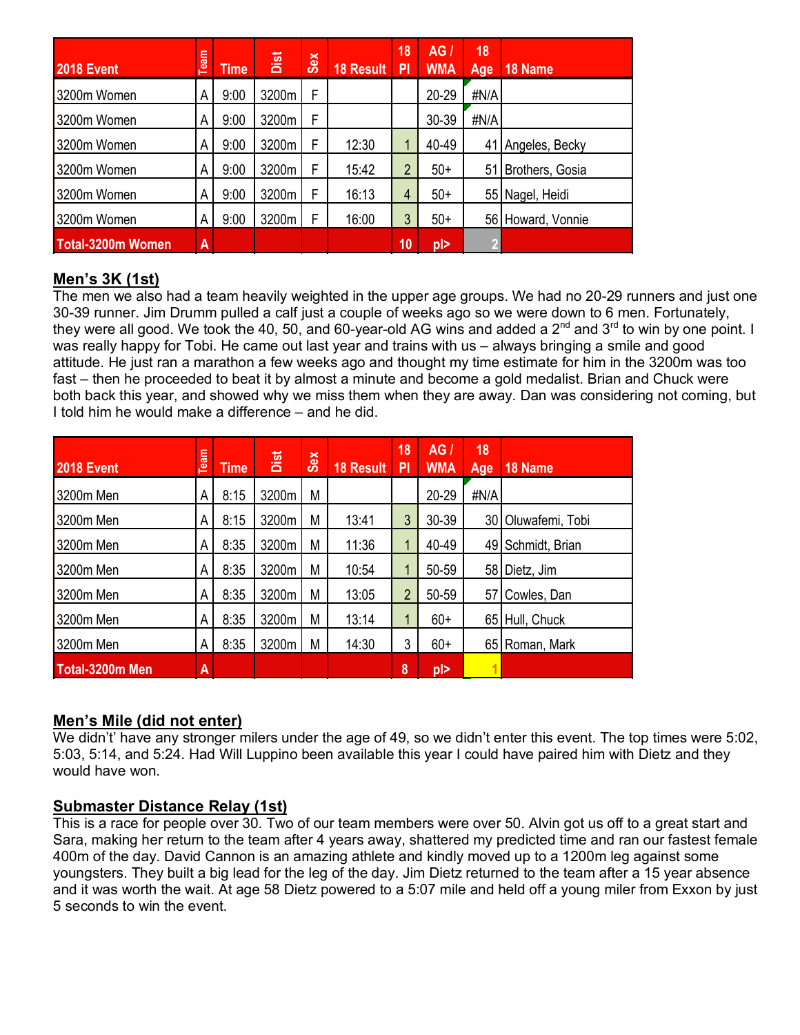| 2018 Event | Team | Time | Dist | Sex | 18 Result | 18 Pl | AG / WMA | 18 Age | 18 Name |
|---|---|---|---|---|---|---|---|---|---|
| 3200m Women | A | 9:00 | 3200m | F | | | 20-29 | #N/A | |
| 3200m Women | A | 9:00 | 3200m | F | | | 30-39 | #N/A | |
| 3200m Women | A | 9:00 | 3200m | F | 12:30 | 1 | 40-49 | 41 | Angeles, Becky |
| 3200m Women | A | 9:00 | 3200m | F | 15:42 | 2 | 50+ | 51 | Brothers, Gosia |
| 3200m Women | A | 9:00 | 3200m | F | 16:13 | 4 | 50+ | 55 | Nagel, Heidi |
| 3200m Women | A | 9:00 | 3200m | F | 16:00 | 3 | 50+ | 56 | Howard, Vonnie |
| Total-3200m Women | A | | | | | 10 | pl> | 2 | |

## Men's 3K (1st)

The men we also had a team heavily weighted in the upper age groups. We had no 20-29 runners and just one 30-39 runner. Jim Drumm pulled a calf just a couple of weeks ago so we were down to 6 men. Fortunately, they were all good. We took the 40, 50, and 60-year-old AG wins and added a 2nd and 3rd to win by one point. I was really happy for Tobi. He came out last year and trains with us – always bringing a smile and good attitude. He just ran a marathon a few weeks ago and thought my time estimate for him in the 3200m was too fast – then he proceeded to beat it by almost a minute and become a gold medalist. Brian and Chuck were both back this year, and showed why we miss them when they are away. Dan was considering not coming, but I told him he would make a difference – and he did.

| 2018 Event | Team | Time | Dist | Sex | 18 Result | 18 Pl | AG / WMA | 18 Age | 18 Name |
|---|---|---|---|---|---|---|---|---|---|
| 3200m Men | A | 8:15 | 3200m | M | | | 20-29 | #N/A | |
| 3200m Men | A | 8:15 | 3200m | M | 13:41 | 3 | 30-39 | 30 | Oluwafemi, Tobi |
| 3200m Men | A | 8:35 | 3200m | M | 11:36 | 1 | 40-49 | 49 | Schmidt, Brian |
| 3200m Men | A | 8:35 | 3200m | M | 10:54 | 1 | 50-59 | 58 | Dietz, Jim |
| 3200m Men | A | 8:35 | 3200m | M | 13:05 | 2 | 50-59 | 57 | Cowles, Dan |
| 3200m Men | A | 8:35 | 3200m | M | 13:14 | 1 | 60+ | 65 | Hull, Chuck |
| 3200m Men | A | 8:35 | 3200m | M | 14:30 | 3 | 60+ | 65 | Roman, Mark |
| Total-3200m Men | A | | | | | 8 | pl> | 1 | |

## Men's Mile (did not enter)

We didn't' have any stronger milers under the age of 49, so we didn't enter this event. The top times were 5:02, 5:03, 5:14, and 5:24. Had Will Luppino been available this year I could have paired him with Dietz and they would have won.

## Submaster Distance Relay (1st)

This is a race for people over 30. Two of our team members were over 50. Alvin got us off to a great start and Sara, making her return to the team after 4 years away, shattered my predicted time and ran our fastest female 400m of the day. David Cannon is an amazing athlete and kindly moved up to a 1200m leg against some youngsters. They built a big lead for the leg of the day. Jim Dietz returned to the team after a 15 year absence and it was worth the wait. At age 58 Dietz powered to a 5:07 mile and held off a young miler from Exxon by just 5 seconds to win the event.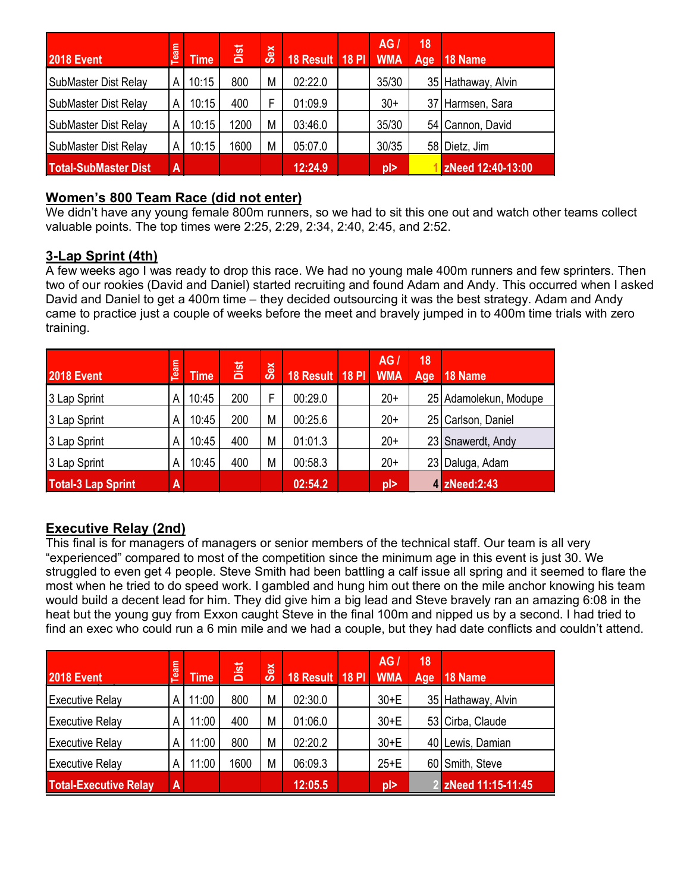| 2018 Event | Team | Time | Dist | Sex | 18 Result | 18 Pl | AG / WMA | 18 Age | 18 Name |
|---|---|---|---|---|---|---|---|---|---|
| SubMaster Dist Relay | A | 10:15 | 800 | M | 02:22.0 | | 35/30 | 35 | Hathaway, Alvin |
| SubMaster Dist Relay | A | 10:15 | 400 | F | 01:09.9 | | 30+ | 37 | Harmsen, Sara |
| SubMaster Dist Relay | A | 10:15 | 1200 | M | 03:46.0 | | 35/30 | 54 | Cannon, David |
| SubMaster Dist Relay | A | 10:15 | 1600 | M | 05:07.0 | | 30/35 | 58 | Dietz, Jim |
| **Total-SubMaster Dist** | **A** | | | | **12:24.9** | | **pl>** | **1** | **zNeed 12:40-13:00** |

## Women's 800 Team Race (did not enter)

We didn't have any young female 800m runners, so we had to sit this one out and watch other teams collect valuable points. The top times were 2:25, 2:29, 2:34, 2:40, 2:45, and 2:52.

## 3-Lap Sprint (4th)

A few weeks ago I was ready to drop this race. We had no young male 400m runners and few sprinters. Then two of our rookies (David and Daniel) started recruiting and found Adam and Andy. This occurred when I asked David and Daniel to get a 400m time – they decided outsourcing it was the best strategy. Adam and Andy came to practice just a couple of weeks before the meet and bravely jumped in to 400m time trials with zero training.

| 2018 Event | Team | Time | Dist | Sex | 18 Result | 18 Pl | AG / WMA | 18 Age | 18 Name |
|---|---|---|---|---|---|---|---|---|---|
| 3 Lap Sprint | A | 10:45 | 200 | F | 00:29.0 | | 20+ | 25 | Adamolekun, Modupe |
| 3 Lap Sprint | A | 10:45 | 200 | M | 00:25.6 | | 20+ | 25 | Carlson, Daniel |
| 3 Lap Sprint | A | 10:45 | 400 | M | 01:01.3 | | 20+ | 23 | Snawerdt, Andy |
| 3 Lap Sprint | A | 10:45 | 400 | M | 00:58.3 | | 20+ | 23 | Daluga, Adam |
| **Total-3 Lap Sprint** | **A** | | | | **02:54.2** | | **pl>** | **4** | **zNeed:2:43** |

## Executive Relay (2nd)

This final is for managers of managers or senior members of the technical staff. Our team is all very "experienced" compared to most of the competition since the minimum age in this event is just 30. We struggled to even get 4 people. Steve Smith had been battling a calf issue all spring and it seemed to flare the most when he tried to do speed work. I gambled and hung him out there on the mile anchor knowing his team would build a decent lead for him. They did give him a big lead and Steve bravely ran an amazing 6:08 in the heat but the young guy from Exxon caught Steve in the final 100m and nipped us by a second. I had tried to find an exec who could run a 6 min mile and we had a couple, but they had date conflicts and couldn't attend.

| 2018 Event | Team | Time | Dist | Sex | 18 Result | 18 Pl | AG / WMA | 18 Age | 18 Name |
|---|---|---|---|---|---|---|---|---|---|
| Executive Relay | A | 11:00 | 800 | M | 02:30.0 | | 30+E | 35 | Hathaway, Alvin |
| Executive Relay | A | 11:00 | 400 | M | 01:06.0 | | 30+E | 53 | Cirba, Claude |
| Executive Relay | A | 11:00 | 800 | M | 02:20.2 | | 30+E | 40 | Lewis, Damian |
| Executive Relay | A | 11:00 | 1600 | M | 06:09.3 | | 25+E | 60 | Smith, Steve |
| **Total-Executive Relay** | **A** | | | | **12:05.5** | | **pl>** | **2** | **zNeed 11:15-11:45** |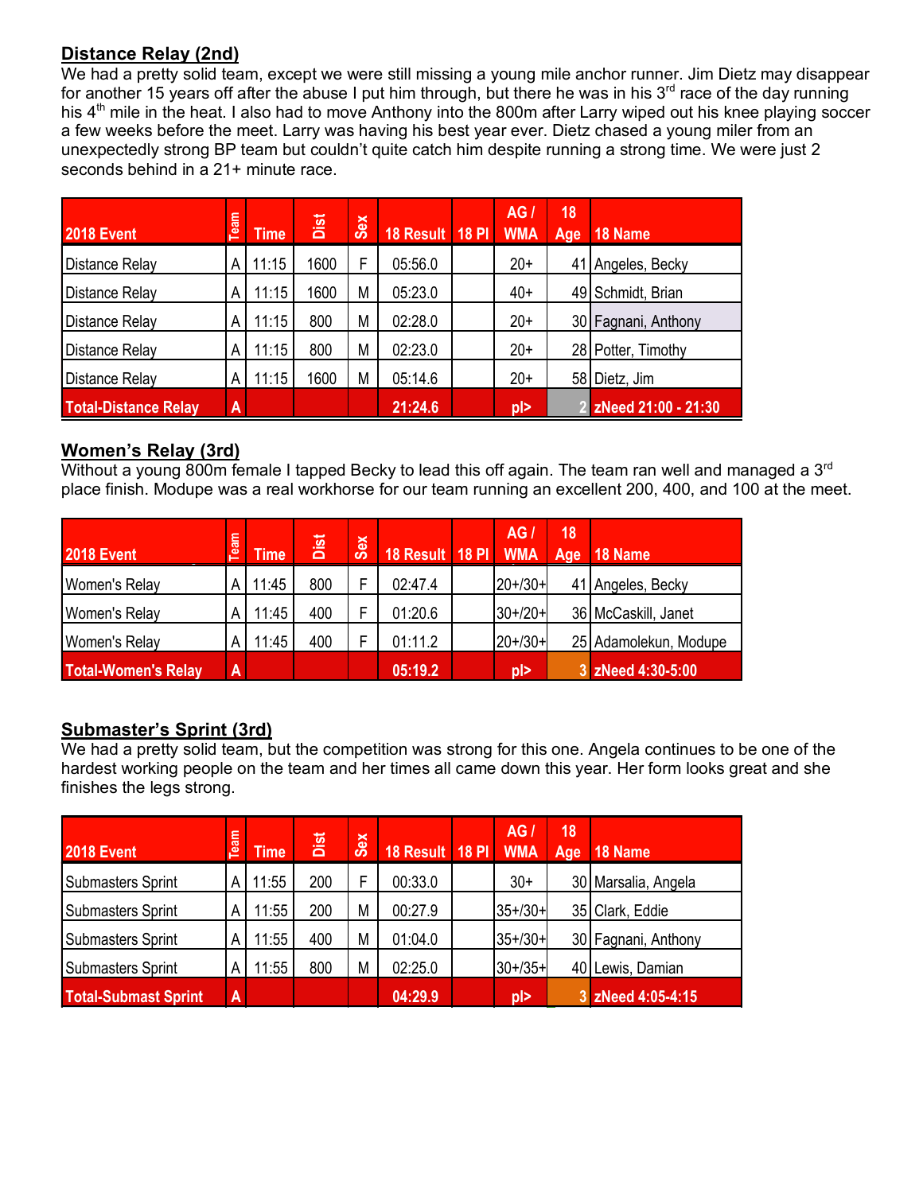## Distance Relay (2nd)

We had a pretty solid team, except we were still missing a young mile anchor runner. Jim Dietz may disappear for another 15 years off after the abuse I put him through, but there he was in his 3rd race of the day running his 4th mile in the heat. I also had to move Anthony into the 800m after Larry wiped out his knee playing soccer a few weeks before the meet. Larry was having his best year ever. Dietz chased a young miler from an unexpectedly strong BP team but couldn't quite catch him despite running a strong time. We were just 2 seconds behind in a 21+ minute race.

| 2018 Event | Team | Time | Dist | Sex | 18 Result | 18 Pl | AG / WMA | 18 Age | 18 Name |
|---|---|---|---|---|---|---|---|---|---|
| Distance Relay | A | 11:15 | 1600 | F | 05:56.0 | | 20+ | 41 | Angeles, Becky |
| Distance Relay | A | 11:15 | 1600 | M | 05:23.0 | | 40+ | 49 | Schmidt, Brian |
| Distance Relay | A | 11:15 | 800 | M | 02:28.0 | | 20+ | 30 | Fagnani, Anthony |
| Distance Relay | A | 11:15 | 800 | M | 02:23.0 | | 20+ | 28 | Potter, Timothy |
| Distance Relay | A | 11:15 | 1600 | M | 05:14.6 | | 20+ | 58 | Dietz, Jim |
| **Total-Distance Relay** | **A** | | | | **21:24.6** | | **pl>** | **2** | **zNeed 21:00 - 21:30** |

## Women's Relay (3rd)

Without a young 800m female I tapped Becky to lead this off again. The team ran well and managed a 3rd place finish. Modupe was a real workhorse for our team running an excellent 200, 400, and 100 at the meet.

| 2018 Event | Team | Time | Dist | Sex | 18 Result | 18 Pl | AG / WMA | 18 Age | 18 Name |
|---|---|---|---|---|---|---|---|---|---|
| Women's Relay | A | 11:45 | 800 | F | 02:47.4 | | 20+/30+ | 41 | Angeles, Becky |
| Women's Relay | A | 11:45 | 400 | F | 01:20.6 | | 30+/20+ | 36 | McCaskill, Janet |
| Women's Relay | A | 11:45 | 400 | F | 01:11.2 | | 20+/30+ | 25 | Adamolekun, Modupe |
| **Total-Women's Relay** | **A** | | | | **05:19.2** | | **pl>** | **3** | **zNeed 4:30-5:00** |

## Submaster's Sprint (3rd)

We had a pretty solid team, but the competition was strong for this one. Angela continues to be one of the hardest working people on the team and her times all came down this year. Her form looks great and she finishes the legs strong.

| 2018 Event | Team | Time | Dist | Sex | 18 Result | 18 Pl | AG / WMA | 18 Age | 18 Name |
|---|---|---|---|---|---|---|---|---|---|
| Submasters Sprint | A | 11:55 | 200 | F | 00:33.0 | | 30+ | 30 | Marsalia, Angela |
| Submasters Sprint | A | 11:55 | 200 | M | 00:27.9 | | 35+/30+ | 35 | Clark, Eddie |
| Submasters Sprint | A | 11:55 | 400 | M | 01:04.0 | | 35+/30+ | 30 | Fagnani, Anthony |
| Submasters Sprint | A | 11:55 | 800 | M | 02:25.0 | | 30+/35+ | 40 | Lewis, Damian |
| **Total-Submast Sprint** | **A** | | | | **04:29.9** | | **pl>** | **3** | **zNeed 4:05-4:15** |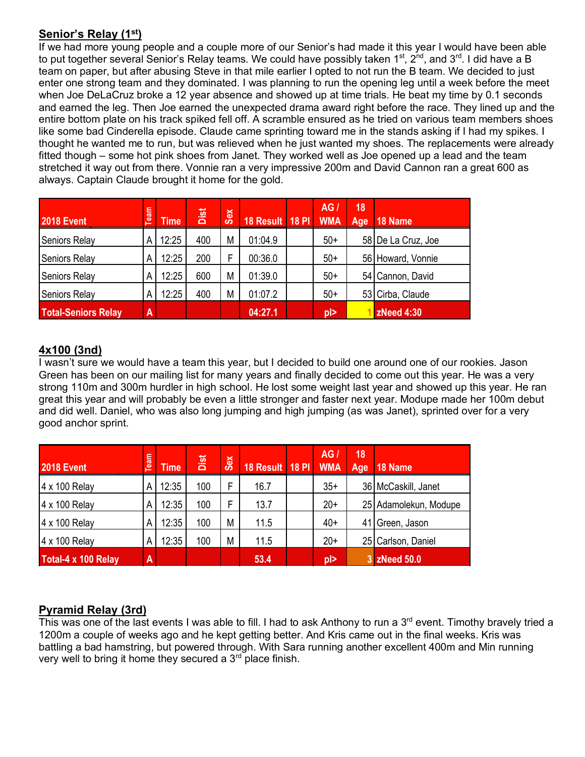## Senior's Relay (1st)

If we had more young people and a couple more of our Senior's had made it this year I would have been able to put together several Senior's Relay teams. We could have possibly taken 1st, 2nd, and 3rd. I did have a B team on paper, but after abusing Steve in that mile earlier I opted to not run the B team. We decided to just enter one strong team and they dominated. I was planning to run the opening leg until a week before the meet when Joe DeLaCruz broke a 12 year absence and showed up at time trials. He beat my time by 0.1 seconds and earned the leg. Then Joe earned the unexpected drama award right before the race. They lined up and the entire bottom plate on his track spiked fell off. A scramble ensured as he tried on various team members shoes like some bad Cinderella episode. Claude came sprinting toward me in the stands asking if I had my spikes. I thought he wanted me to run, but was relieved when he just wanted my shoes. The replacements were already fitted though – some hot pink shoes from Janet. They worked well as Joe opened up a lead and the team stretched it way out from there. Vonnie ran a very impressive 200m and David Cannon ran a great 600 as always. Captain Claude brought it home for the gold.

| 2018 Event | Team | Time | Dist | Sex | 18 Result | 18 Pl | AG / WMA | 18 Age | 18 Name |
|---|---|---|---|---|---|---|---|---|---|
| Seniors Relay | A | 12:25 | 400 | M | 01:04.9 | | 50+ | 58 | De La Cruz, Joe |
| Seniors Relay | A | 12:25 | 200 | F | 00:36.0 | | 50+ | 56 | Howard, Vonnie |
| Seniors Relay | A | 12:25 | 600 | M | 01:39.0 | | 50+ | 54 | Cannon, David |
| Seniors Relay | A | 12:25 | 400 | M | 01:07.2 | | 50+ | 53 | Cirba, Claude |
| **Total-Seniors Relay** | **A** | | | | **04:27.1** | | **pl>** | **1** | **zNeed 4:30** |

## 4x100 (3nd)

I wasn't sure we would have a team this year, but I decided to build one around one of our rookies. Jason Green has been on our mailing list for many years and finally decided to come out this year. He was a very strong 110m and 300m hurdler in high school. He lost some weight last year and showed up this year. He ran great this year and will probably be even a little stronger and faster next year. Modupe made her 100m debut and did well. Daniel, who was also long jumping and high jumping (as was Janet), sprinted over for a very good anchor sprint.

| 2018 Event | Team | Time | Dist | Sex | 18 Result | 18 Pl | AG / WMA | 18 Age | 18 Name |
|---|---|---|---|---|---|---|---|---|---|
| 4 x 100 Relay | A | 12:35 | 100 | F | 16.7 | | 35+ | 36 | McCaskill, Janet |
| 4 x 100 Relay | A | 12:35 | 100 | F | 13.7 | | 20+ | 25 | Adamolekun, Modupe |
| 4 x 100 Relay | A | 12:35 | 100 | M | 11.5 | | 40+ | 41 | Green, Jason |
| 4 x 100 Relay | A | 12:35 | 100 | M | 11.5 | | 20+ | 25 | Carlson, Daniel |
| **Total-4 x 100 Relay** | **A** | | | | **53.4** | | **pl>** | **3** | **zNeed 50.0** |

## Pyramid Relay (3rd)

This was one of the last events I was able to fill. I had to ask Anthony to run a 3rd event. Timothy bravely tried a 1200m a couple of weeks ago and he kept getting better. And Kris came out in the final weeks. Kris was battling a bad hamstring, but powered through. With Sara running another excellent 400m and Min running very well to bring it home they secured a 3rd place finish.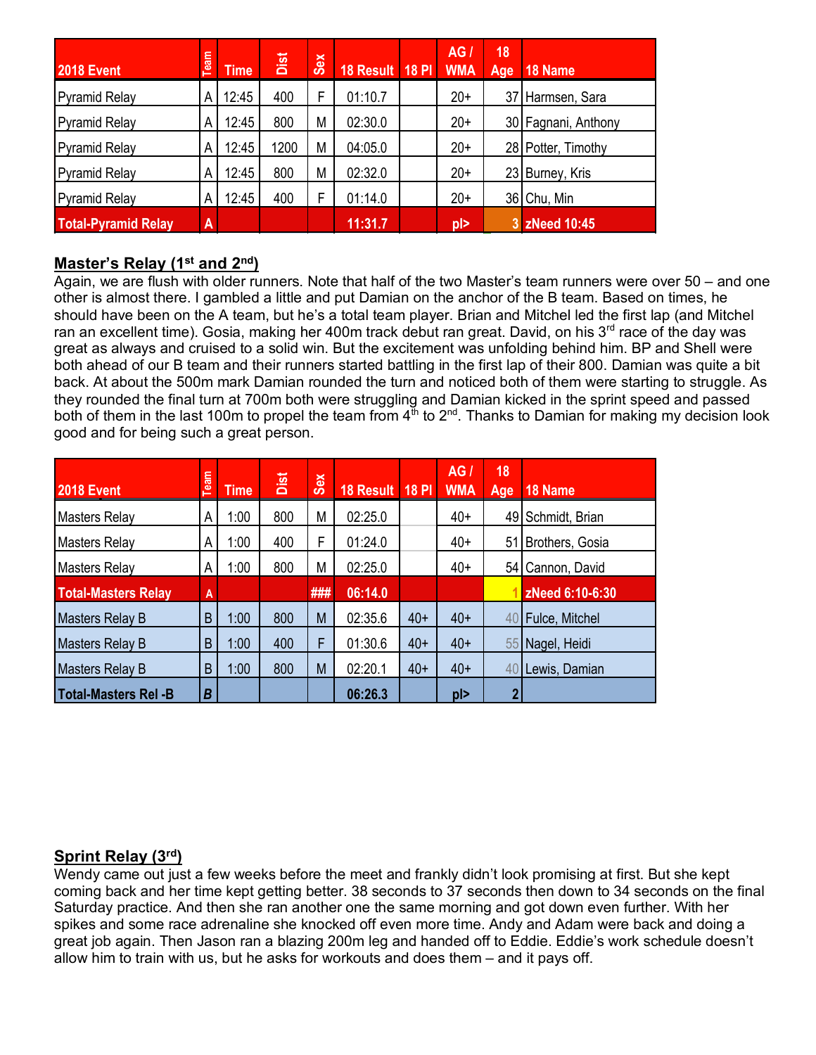| 2018 Event | Team | Time | Dist | Sex | 18 Result | 18 Pl | AG / WMA | 18 Age | 18 Name |
|---|---|---|---|---|---|---|---|---|---|
| Pyramid Relay | A | 12:45 | 400 | F | 01:10.7 | | 20+ | 37 | Harmsen, Sara |
| Pyramid Relay | A | 12:45 | 800 | M | 02:30.0 | | 20+ | 30 | Fagnani, Anthony |
| Pyramid Relay | A | 12:45 | 1200 | M | 04:05.0 | | 20+ | 28 | Potter, Timothy |
| Pyramid Relay | A | 12:45 | 800 | M | 02:32.0 | | 20+ | 23 | Burney, Kris |
| Pyramid Relay | A | 12:45 | 400 | F | 01:14.0 | | 20+ | 36 | Chu, Min |
| **Total-Pyramid Relay** | **A** | | | | **11:31.7** | | **pl>** | **3** | **zNeed 10:45** |

## Master's Relay (1st and 2nd)

Again, we are flush with older runners. Note that half of the two Master's team runners were over 50 – and one other is almost there. I gambled a little and put Damian on the anchor of the B team. Based on times, he should have been on the A team, but he's a total team player. Brian and Mitchel led the first lap (and Mitchel ran an excellent time). Gosia, making her 400m track debut ran great. David, on his 3rd race of the day was great as always and cruised to a solid win. But the excitement was unfolding behind him. BP and Shell were both ahead of our B team and their runners started battling in the first lap of their 800. Damian was quite a bit back. At about the 500m mark Damian rounded the turn and noticed both of them were starting to struggle. As they rounded the final turn at 700m both were struggling and Damian kicked in the sprint speed and passed both of them in the last 100m to propel the team from 4th to 2nd. Thanks to Damian for making my decision look good and for being such a great person.

| 2018 Event | Team | Time | Dist | Sex | 18 Result | 18 Pl | AG / WMA | 18 Age | 18 Name |
|---|---|---|---|---|---|---|---|---|---|
| Masters Relay | A | 1:00 | 800 | M | 02:25.0 | | 40+ | 49 | Schmidt, Brian |
| Masters Relay | A | 1:00 | 400 | F | 01:24.0 | | 40+ | 51 | Brothers, Gosia |
| Masters Relay | A | 1:00 | 800 | M | 02:25.0 | | 40+ | 54 | Cannon, David |
| **Total-Masters Relay** | **A** | | | **###** | **06:14.0** | | | **1** | **zNeed 6:10-6:30** |
| Masters Relay B | B | 1:00 | 800 | M | 02:35.6 | 40+ | 40+ | 40 | Fulce, Mitchel |
| Masters Relay B | B | 1:00 | 400 | F | 01:30.6 | 40+ | 40+ | 55 | Nagel, Heidi |
| Masters Relay B | B | 1:00 | 800 | M | 02:20.1 | 40+ | 40+ | 40 | Lewis, Damian |
| **Total-Masters Rel -B** | ***B*** | | | | **06:26.3** | | **pl>** | **2** | |

## Sprint Relay (3rd)

Wendy came out just a few weeks before the meet and frankly didn't look promising at first. But she kept coming back and her time kept getting better. 38 seconds to 37 seconds then down to 34 seconds on the final Saturday practice. And then she ran another one the same morning and got down even further. With her spikes and some race adrenaline she knocked off even more time. Andy and Adam were back and doing a great job again. Then Jason ran a blazing 200m leg and handed off to Eddie. Eddie's work schedule doesn't allow him to train with us, but he asks for workouts and does them – and it pays off.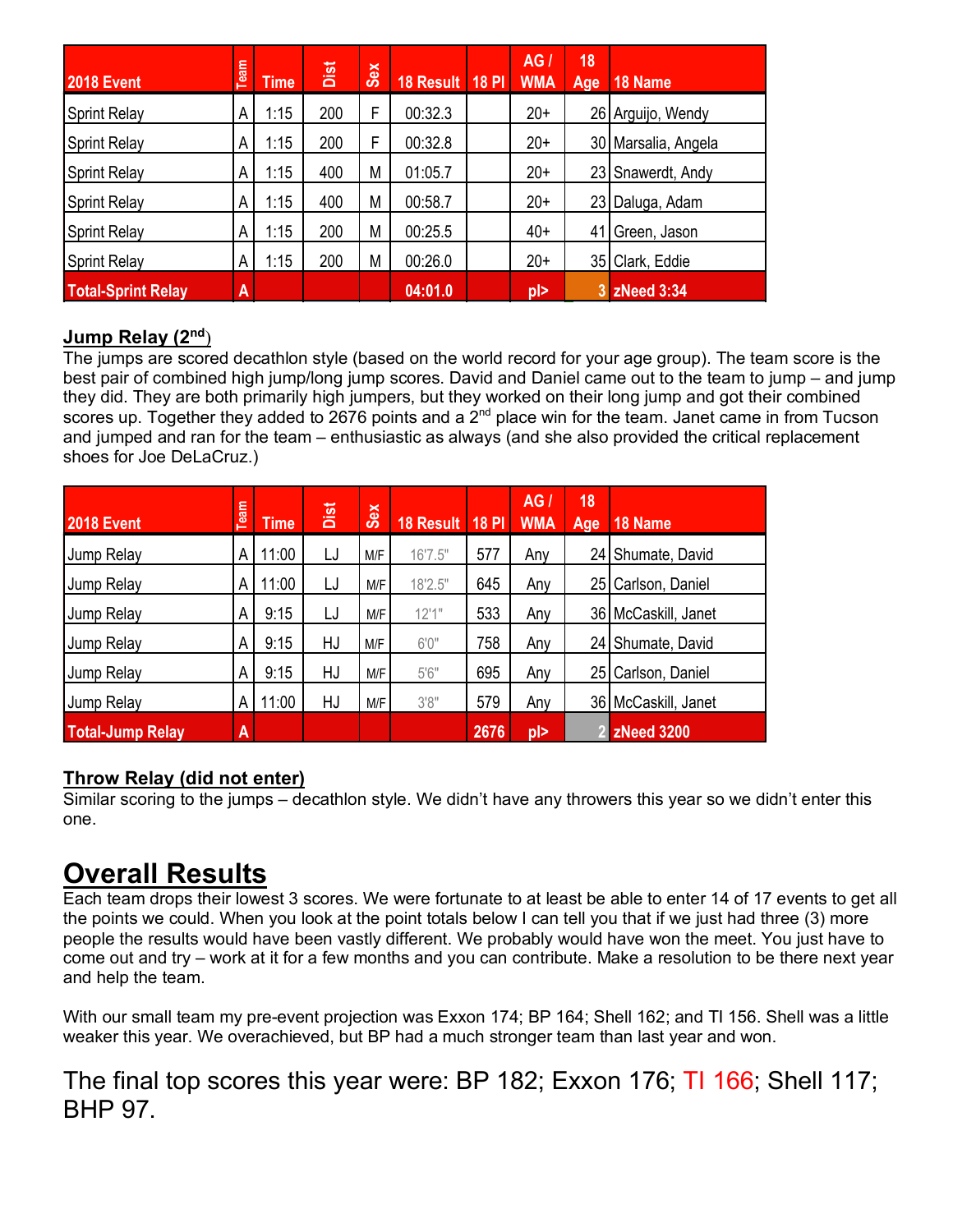| 2018 Event | Team | Time | Dist | Sex | 18 Result | 18 Pl | AG / WMA | 18 Age | 18 Name |
|---|---|---|---|---|---|---|---|---|---|
| Sprint Relay | A | 1:15 | 200 | F | 00:32.3 | | 20+ | 26 | Arguijo, Wendy |
| Sprint Relay | A | 1:15 | 200 | F | 00:32.8 | | 20+ | 30 | Marsalia, Angela |
| Sprint Relay | A | 1:15 | 400 | M | 01:05.7 | | 20+ | 23 | Snawerdt, Andy |
| Sprint Relay | A | 1:15 | 400 | M | 00:58.7 | | 20+ | 23 | Daluga, Adam |
| Sprint Relay | A | 1:15 | 200 | M | 00:25.5 | | 40+ | 41 | Green, Jason |
| Sprint Relay | A | 1:15 | 200 | M | 00:26.0 | | 20+ | 35 | Clark, Eddie |
| Total-Sprint Relay | A | | | | 04:01.0 | | pl> | 3 | zNeed 3:34 |

**Jump Relay (2nd)**

The jumps are scored decathlon style (based on the world record for your age group). The team score is the best pair of combined high jump/long jump scores. David and Daniel came out to the team to jump – and jump they did. They are both primarily high jumpers, but they worked on their long jump and got their combined scores up. Together they added to 2676 points and a 2nd place win for the team. Janet came in from Tucson and jumped and ran for the team – enthusiastic as always (and she also provided the critical replacement shoes for Joe DeLaCruz.)

| 2018 Event | Team | Time | Dist | Sex | 18 Result | 18 Pl | AG / WMA | 18 Age | 18 Name |
|---|---|---|---|---|---|---|---|---|---|
| Jump Relay | A | 11:00 | LJ | M/F | 16'7.5" | 577 | Any | 24 | Shumate, David |
| Jump Relay | A | 11:00 | LJ | M/F | 18'2.5" | 645 | Any | 25 | Carlson, Daniel |
| Jump Relay | A | 9:15 | LJ | M/F | 12'1" | 533 | Any | 36 | McCaskill, Janet |
| Jump Relay | A | 9:15 | HJ | M/F | 6'0" | 758 | Any | 24 | Shumate, David |
| Jump Relay | A | 9:15 | HJ | M/F | 5'6" | 695 | Any | 25 | Carlson, Daniel |
| Jump Relay | A | 11:00 | HJ | M/F | 3'8" | 579 | Any | 36 | McCaskill, Janet |
| Total-Jump Relay | A | | | | | 2676 | pl> | 2 | zNeed 3200 |

**Throw Relay (did not enter)**

Similar scoring to the jumps – decathlon style. We didn't have any throwers this year so we didn't enter this one.

# Overall Results

Each team drops their lowest 3 scores. We were fortunate to at least be able to enter 14 of 17 events to get all the points we could. When you look at the point totals below I can tell you that if we just had three (3) more people the results would have been vastly different. We probably would have won the meet. You just have to come out and try – work at it for a few months and you can contribute. Make a resolution to be there next year and help the team.

With our small team my pre-event projection was Exxon 174; BP 164; Shell 162; and TI 156. Shell was a little weaker this year. We overachieved, but BP had a much stronger team than last year and won.

The final top scores this year were: BP 182; Exxon 176; TI 166; Shell 117; BHP 97.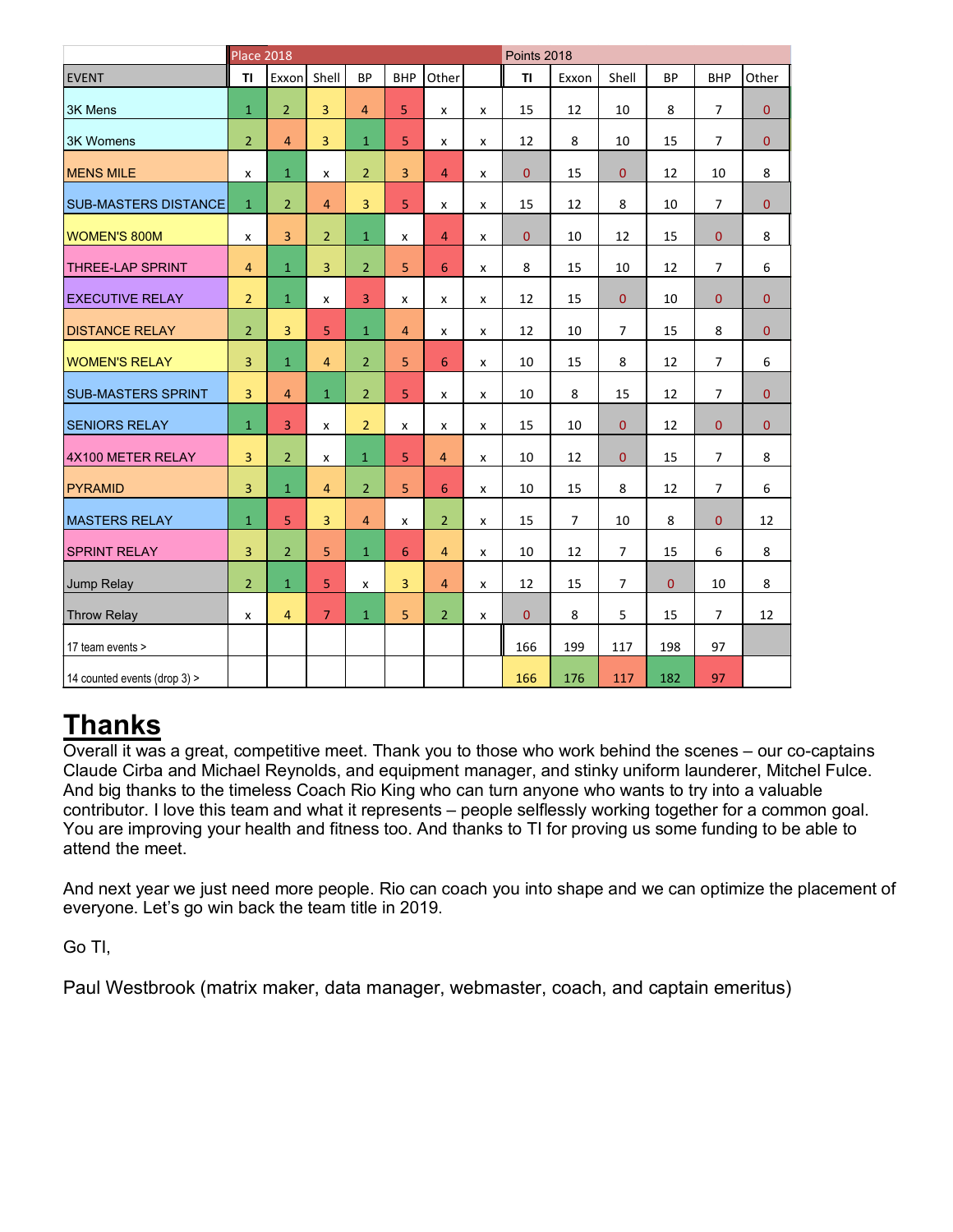| EVENT | Place 2018 TI | Exxon | Shell | BP | BHP | Other | | Points 2018 TI | Exxon | Shell | BP | BHP | Other |
|---|---|---|---|---|---|---|---|---|---|---|---|---|---|
| 3K Mens | 1 | 2 | 3 | 4 | 5 | x | x | 15 | 12 | 10 | 8 | 7 | 0 |
| 3K Womens | 2 | 4 | 3 | 1 | 5 | x | x | 12 | 8 | 10 | 15 | 7 | 0 |
| MENS MILE | x | 1 | x | 2 | 3 | 4 | x | 0 | 15 | 0 | 12 | 10 | 8 |
| SUB-MASTERS DISTANCE | 1 | 2 | 4 | 3 | 5 | x | x | 15 | 12 | 8 | 10 | 7 | 0 |
| WOMEN'S 800M | x | 3 | 2 | 1 | x | 4 | x | 0 | 10 | 12 | 15 | 0 | 8 |
| THREE-LAP SPRINT | 4 | 1 | 3 | 2 | 5 | 6 | x | 8 | 15 | 10 | 12 | 7 | 6 |
| EXECUTIVE RELAY | 2 | 1 | x | 3 | x | x | x | 12 | 15 | 0 | 10 | 0 | 0 |
| DISTANCE RELAY | 2 | 3 | 5 | 1 | 4 | x | x | 12 | 10 | 7 | 15 | 8 | 0 |
| WOMEN'S RELAY | 3 | 1 | 4 | 2 | 5 | 6 | x | 10 | 15 | 8 | 12 | 7 | 6 |
| SUB-MASTERS SPRINT | 3 | 4 | 1 | 2 | 5 | x | x | 10 | 8 | 15 | 12 | 7 | 0 |
| SENIORS RELAY | 1 | 3 | x | 2 | x | x | x | 15 | 10 | 0 | 12 | 0 | 0 |
| 4X100 METER RELAY | 3 | 2 | x | 1 | 5 | 4 | x | 10 | 12 | 0 | 15 | 7 | 8 |
| PYRAMID | 3 | 1 | 4 | 2 | 5 | 6 | x | 10 | 15 | 8 | 12 | 7 | 6 |
| MASTERS RELAY | 1 | 5 | 3 | 4 | x | 2 | x | 15 | 7 | 10 | 8 | 0 | 12 |
| SPRINT RELAY | 3 | 2 | 5 | 1 | 6 | 4 | x | 10 | 12 | 7 | 15 | 6 | 8 |
| Jump Relay | 2 | 1 | 5 | x | 3 | 4 | x | 12 | 15 | 7 | 0 | 10 | 8 |
| Throw Relay | x | 4 | 7 | 1 | 5 | 2 | x | 0 | 8 | 5 | 15 | 7 | 12 |
| 17 team events > | | | | | | | | 166 | 199 | 117 | 198 | 97 | |
| 14 counted events (drop 3) > | | | | | | | | 166 | 176 | 117 | 182 | 97 | |

# Thanks

Overall it was a great, competitive meet. Thank you to those who work behind the scenes – our co-captains Claude Cirba and Michael Reynolds, and equipment manager, and stinky uniform launderer, Mitchel Fulce. And big thanks to the timeless Coach Rio King who can turn anyone who wants to try into a valuable contributor. I love this team and what it represents – people selflessly working together for a common goal. You are improving your health and fitness too. And thanks to TI for proving us some funding to be able to attend the meet.

And next year we just need more people. Rio can coach you into shape and we can optimize the placement of everyone. Let's go win back the team title in 2019.

Go TI,

Paul Westbrook (matrix maker, data manager, webmaster, coach, and captain emeritus)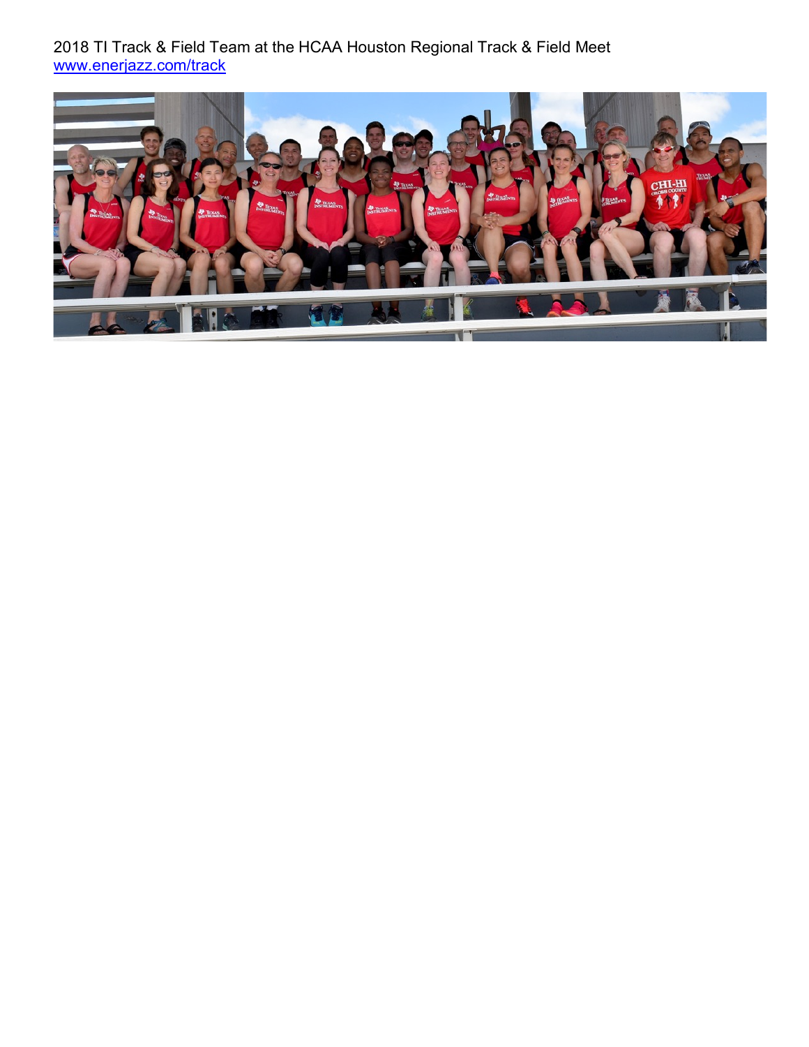2018 TI Track & Field Team at the HCAA Houston Regional Track & Field Meet
www.enerjazz.com/track